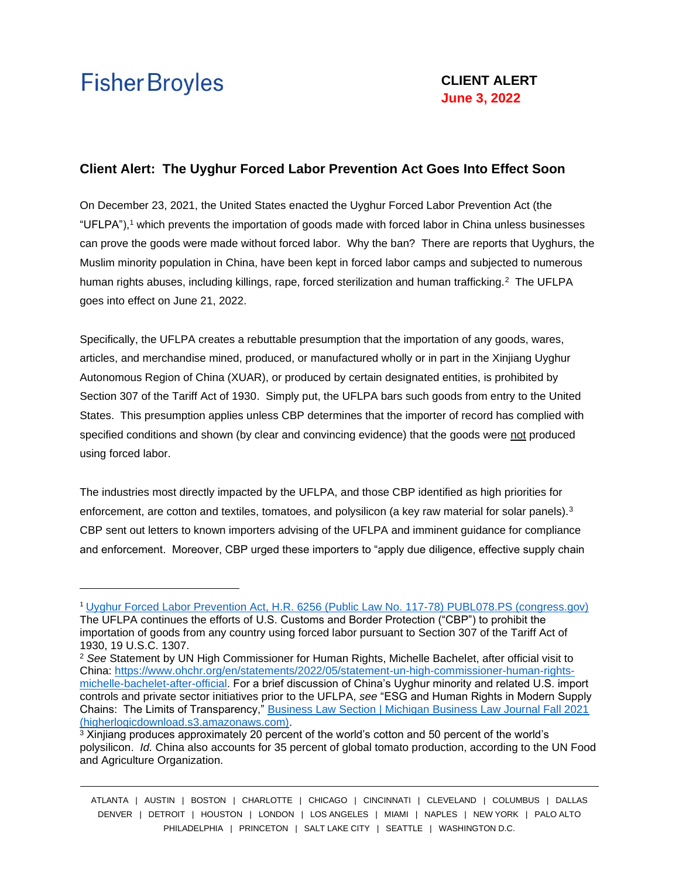Fisher Broyles

**CLIENT ALERT**
**June 3, 2022**

## Client Alert: The Uyghur Forced Labor Prevention Act Goes Into Effect Soon

On December 23, 2021, the United States enacted the Uyghur Forced Labor Prevention Act (the "UFLPA"),[1] which prevents the importation of goods made with forced labor in China unless businesses can prove the goods were made without forced labor. Why the ban? There are reports that Uyghurs, the Muslim minority population in China, have been kept in forced labor camps and subjected to numerous human rights abuses, including killings, rape, forced sterilization and human trafficking.[2] The UFLPA goes into effect on June 21, 2022.

Specifically, the UFLPA creates a rebuttable presumption that the importation of any goods, wares, articles, and merchandise mined, produced, or manufactured wholly or in part in the Xinjiang Uyghur Autonomous Region of China (XUAR), or produced by certain designated entities, is prohibited by Section 307 of the Tariff Act of 1930. Simply put, the UFLPA bars such goods from entry to the United States. This presumption applies unless CBP determines that the importer of record has complied with specified conditions and shown (by clear and convincing evidence) that the goods were not produced using forced labor.

The industries most directly impacted by the UFLPA, and those CBP identified as high priorities for enforcement, are cotton and textiles, tomatoes, and polysilicon (a key raw material for solar panels).[3] CBP sent out letters to known importers advising of the UFLPA and imminent guidance for compliance and enforcement. Moreover, CBP urged these importers to "apply due diligence, effective supply chain

---

[1] Uyghur Forced Labor Prevention Act, H.R. 6256 (Public Law No. 117-78) PUBL078.PS (congress.gov) The UFLPA continues the efforts of U.S. Customs and Border Protection ("CBP") to prohibit the importation of goods from any country using forced labor pursuant to Section 307 of the Tariff Act of 1930, 19 U.S.C. 1307.

[2] *See* Statement by UN High Commissioner for Human Rights, Michelle Bachelet, after official visit to China: https://www.ohchr.org/en/statements/2022/05/statement-un-high-commissioner-human-rights-michelle-bachelet-after-official. For a brief discussion of China's Uyghur minority and related U.S. import controls and private sector initiatives prior to the UFLPA, *see* "ESG and Human Rights in Modern Supply Chains: The Limits of Transparency," Business Law Section | Michigan Business Law Journal Fall 2021 (higherlogicdownload.s3.amazonaws.com).

[3] Xinjiang produces approximately 20 percent of the world's cotton and 50 percent of the world's polysilicon. *Id.* China also accounts for 35 percent of global tomato production, according to the UN Food and Agriculture Organization.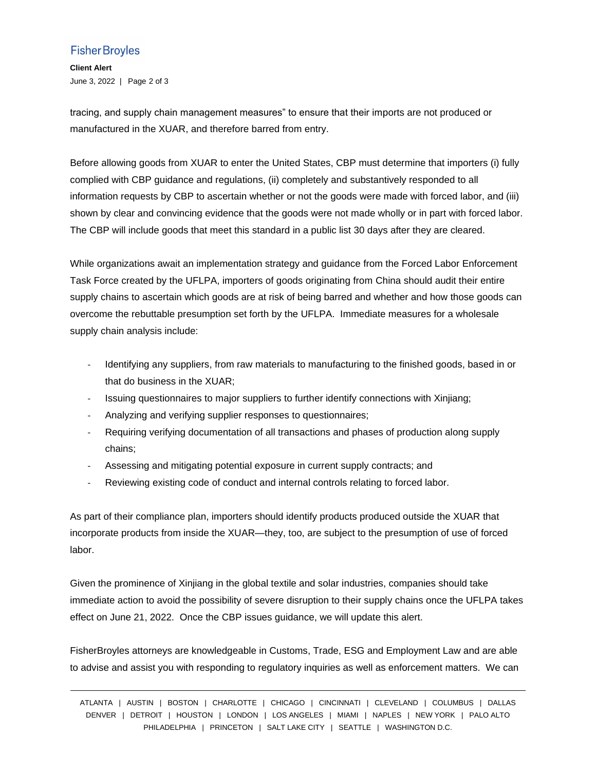tracing, and supply chain management measures" to ensure that their imports are not produced or manufactured in the XUAR, and therefore barred from entry.

Before allowing goods from XUAR to enter the United States, CBP must determine that importers (i) fully complied with CBP guidance and regulations, (ii) completely and substantively responded to all information requests by CBP to ascertain whether or not the goods were made with forced labor, and (iii) shown by clear and convincing evidence that the goods were not made wholly or in part with forced labor. The CBP will include goods that meet this standard in a public list 30 days after they are cleared.

While organizations await an implementation strategy and guidance from the Forced Labor Enforcement Task Force created by the UFLPA, importers of goods originating from China should audit their entire supply chains to ascertain which goods are at risk of being barred and whether and how those goods can overcome the rebuttable presumption set forth by the UFLPA. Immediate measures for a wholesale supply chain analysis include:

- Identifying any suppliers, from raw materials to manufacturing to the finished goods, based in or that do business in the XUAR;
- Issuing questionnaires to major suppliers to further identify connections with Xinjiang;
- Analyzing and verifying supplier responses to questionnaires;
- Requiring verifying documentation of all transactions and phases of production along supply chains;
- Assessing and mitigating potential exposure in current supply contracts; and
- Reviewing existing code of conduct and internal controls relating to forced labor.

As part of their compliance plan, importers should identify products produced outside the XUAR that incorporate products from inside the XUAR—they, too, are subject to the presumption of use of forced labor.

Given the prominence of Xinjiang in the global textile and solar industries, companies should take immediate action to avoid the possibility of severe disruption to their supply chains once the UFLPA takes effect on June 21, 2022. Once the CBP issues guidance, we will update this alert.

FisherBroyles attorneys are knowledgeable in Customs, Trade, ESG and Employment Law and are able to advise and assist you with responding to regulatory inquiries as well as enforcement matters. We can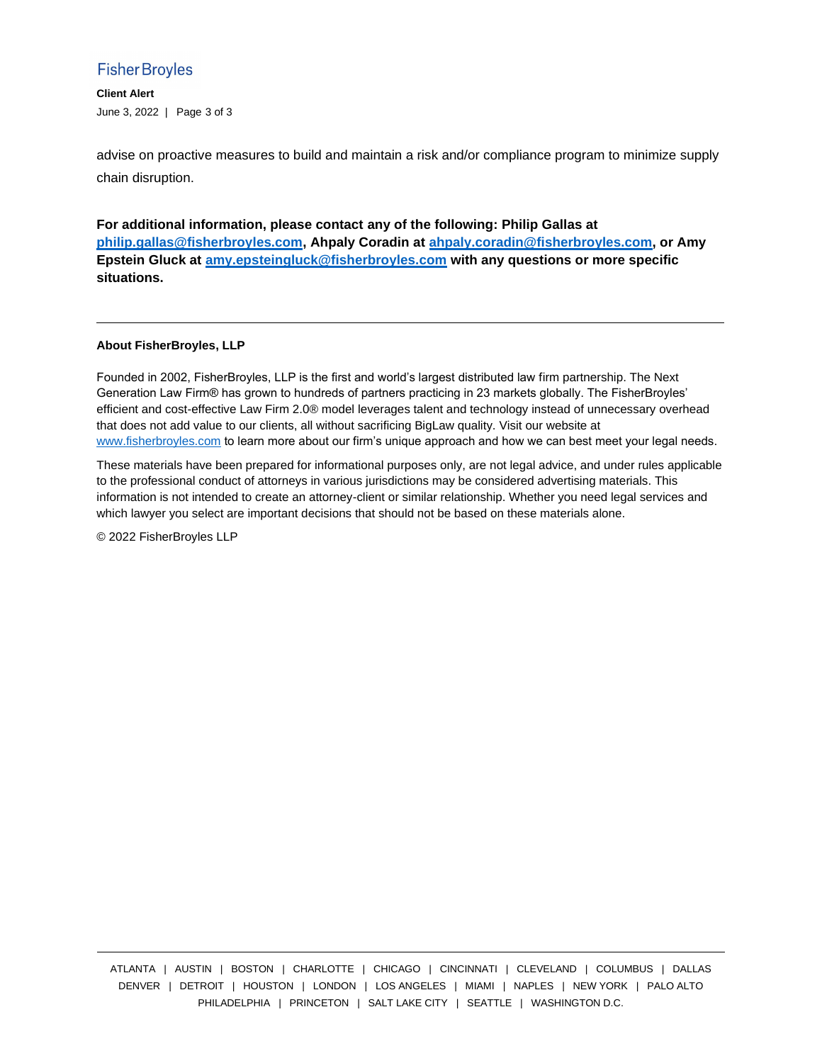advise on proactive measures to build and maintain a risk and/or compliance program to minimize supply chain disruption.

**For additional information, please contact any of the following: Philip Gallas at philip.gallas@fisherbroyles.com, Ahpaly Coradin at ahpaly.coradin@fisherbroyles.com, or Amy Epstein Gluck at amy.epsteingluck@fisherbroyles.com with any questions or more specific situations.**

---

**About FisherBroyles, LLP**

Founded in 2002, FisherBroyles, LLP is the first and world's largest distributed law firm partnership. The Next Generation Law Firm® has grown to hundreds of partners practicing in 23 markets globally. The FisherBroyles' efficient and cost-effective Law Firm 2.0® model leverages talent and technology instead of unnecessary overhead that does not add value to our clients, all without sacrificing BigLaw quality. Visit our website at www.fisherbroyles.com to learn more about our firm's unique approach and how we can best meet your legal needs.

These materials have been prepared for informational purposes only, are not legal advice, and under rules applicable to the professional conduct of attorneys in various jurisdictions may be considered advertising materials. This information is not intended to create an attorney-client or similar relationship. Whether you need legal services and which lawyer you select are important decisions that should not be based on these materials alone.

© 2022 FisherBroyles LLP

ATLANTA | AUSTIN | BOSTON | CHARLOTTE | CHICAGO | CINCINNATI | CLEVELAND | COLUMBUS | DALLAS
DENVER | DETROIT | HOUSTON | LONDON | LOS ANGELES | MIAMI | NAPLES | NEW YORK | PALO ALTO
PHILADELPHIA | PRINCETON | SALT LAKE CITY | SEATTLE | WASHINGTON D.C.